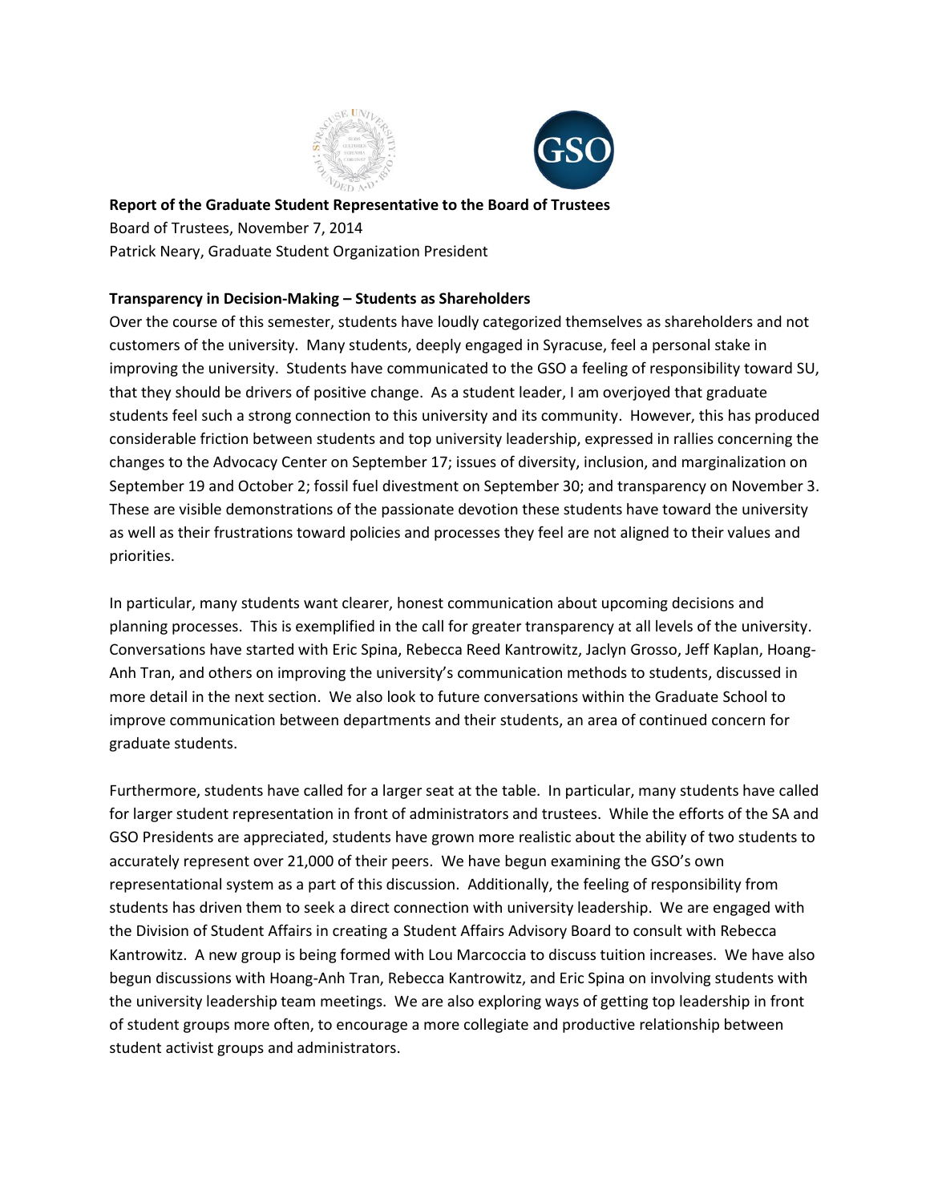**Report of the Graduate Student Representative to the Board of Trustees**

Board of Trustees, November 7, 2014

Patrick Neary, Graduate Student Organization President

**Transparency in Decision-Making – Students as Shareholders**

Over the course of this semester, students have loudly categorized themselves as shareholders and not customers of the university. Many students, deeply engaged in Syracuse, feel a personal stake in improving the university. Students have communicated to the GSO a feeling of responsibility toward SU, that they should be drivers of positive change. As a student leader, I am overjoyed that graduate students feel such a strong connection to this university and its community. However, this has produced considerable friction between students and top university leadership, expressed in rallies concerning the changes to the Advocacy Center on September 17; issues of diversity, inclusion, and marginalization on September 19 and October 2; fossil fuel divestment on September 30; and transparency on November 3. These are visible demonstrations of the passionate devotion these students have toward the university as well as their frustrations toward policies and processes they feel are not aligned to their values and priorities.

In particular, many students want clearer, honest communication about upcoming decisions and planning processes. This is exemplified in the call for greater transparency at all levels of the university. Conversations have started with Eric Spina, Rebecca Reed Kantrowitz, Jaclyn Grosso, Jeff Kaplan, Hoang-Anh Tran, and others on improving the university's communication methods to students, discussed in more detail in the next section. We also look to future conversations within the Graduate School to improve communication between departments and their students, an area of continued concern for graduate students.

Furthermore, students have called for a larger seat at the table. In particular, many students have called for larger student representation in front of administrators and trustees. While the efforts of the SA and GSO Presidents are appreciated, students have grown more realistic about the ability of two students to accurately represent over 21,000 of their peers. We have begun examining the GSO's own representational system as a part of this discussion. Additionally, the feeling of responsibility from students has driven them to seek a direct connection with university leadership. We are engaged with the Division of Student Affairs in creating a Student Affairs Advisory Board to consult with Rebecca Kantrowitz. A new group is being formed with Lou Marcoccia to discuss tuition increases. We have also begun discussions with Hoang-Anh Tran, Rebecca Kantrowitz, and Eric Spina on involving students with the university leadership team meetings. We are also exploring ways of getting top leadership in front of student groups more often, to encourage a more collegiate and productive relationship between student activist groups and administrators.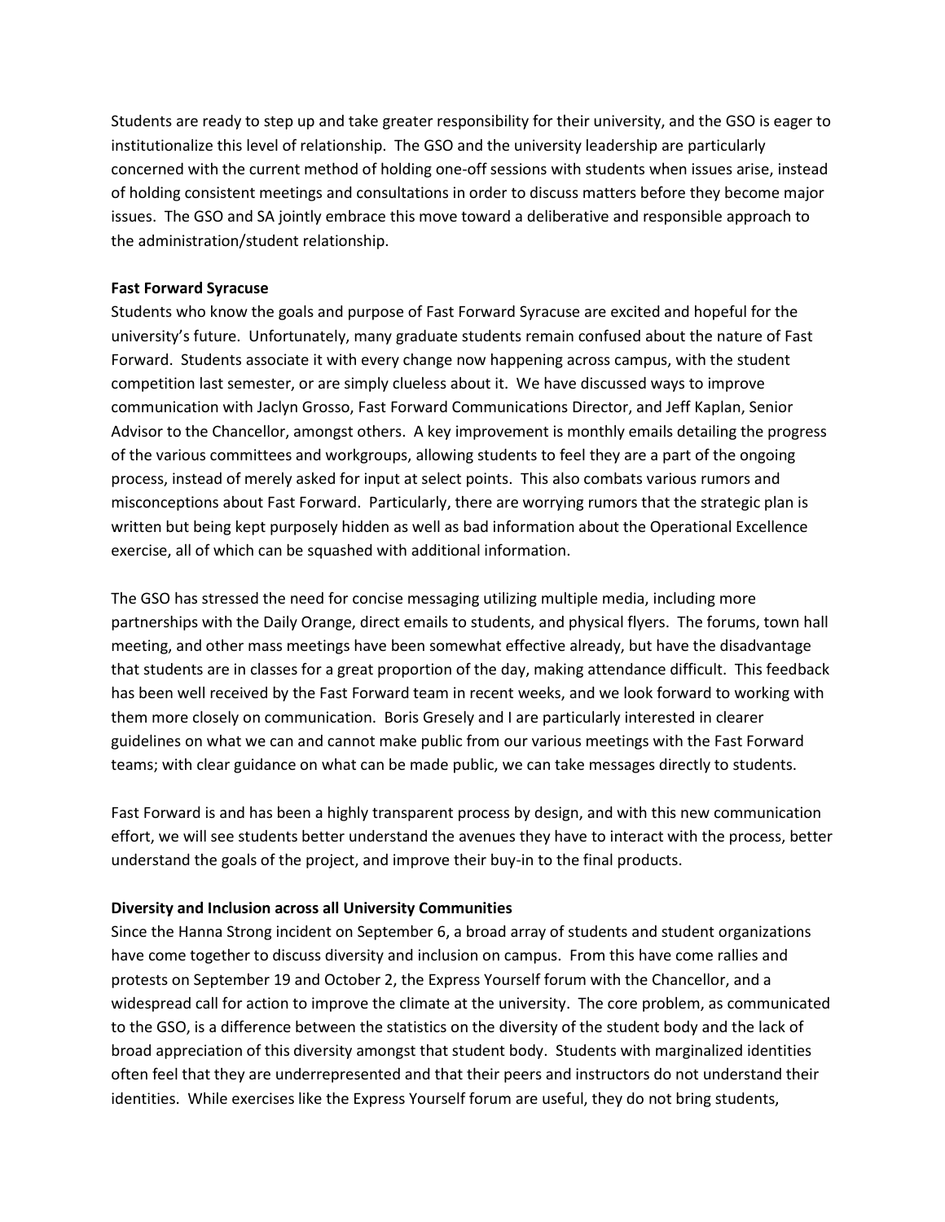Students are ready to step up and take greater responsibility for their university, and the GSO is eager to institutionalize this level of relationship. The GSO and the university leadership are particularly concerned with the current method of holding one-off sessions with students when issues arise, instead of holding consistent meetings and consultations in order to discuss matters before they become major issues. The GSO and SA jointly embrace this move toward a deliberative and responsible approach to the administration/student relationship.

**Fast Forward Syracuse**

Students who know the goals and purpose of Fast Forward Syracuse are excited and hopeful for the university's future. Unfortunately, many graduate students remain confused about the nature of Fast Forward. Students associate it with every change now happening across campus, with the student competition last semester, or are simply clueless about it. We have discussed ways to improve communication with Jaclyn Grosso, Fast Forward Communications Director, and Jeff Kaplan, Senior Advisor to the Chancellor, amongst others. A key improvement is monthly emails detailing the progress of the various committees and workgroups, allowing students to feel they are a part of the ongoing process, instead of merely asked for input at select points. This also combats various rumors and misconceptions about Fast Forward. Particularly, there are worrying rumors that the strategic plan is written but being kept purposely hidden as well as bad information about the Operational Excellence exercise, all of which can be squashed with additional information.

The GSO has stressed the need for concise messaging utilizing multiple media, including more partnerships with the Daily Orange, direct emails to students, and physical flyers. The forums, town hall meeting, and other mass meetings have been somewhat effective already, but have the disadvantage that students are in classes for a great proportion of the day, making attendance difficult. This feedback has been well received by the Fast Forward team in recent weeks, and we look forward to working with them more closely on communication. Boris Gresely and I are particularly interested in clearer guidelines on what we can and cannot make public from our various meetings with the Fast Forward teams; with clear guidance on what can be made public, we can take messages directly to students.

Fast Forward is and has been a highly transparent process by design, and with this new communication effort, we will see students better understand the avenues they have to interact with the process, better understand the goals of the project, and improve their buy-in to the final products.

**Diversity and Inclusion across all University Communities**

Since the Hanna Strong incident on September 6, a broad array of students and student organizations have come together to discuss diversity and inclusion on campus. From this have come rallies and protests on September 19 and October 2, the Express Yourself forum with the Chancellor, and a widespread call for action to improve the climate at the university. The core problem, as communicated to the GSO, is a difference between the statistics on the diversity of the student body and the lack of broad appreciation of this diversity amongst that student body. Students with marginalized identities often feel that they are underrepresented and that their peers and instructors do not understand their identities. While exercises like the Express Yourself forum are useful, they do not bring students,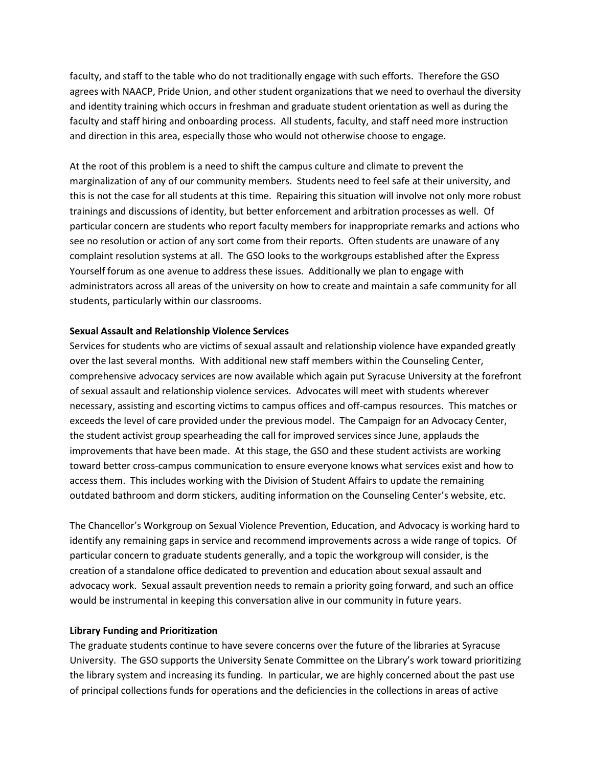faculty, and staff to the table who do not traditionally engage with such efforts. Therefore the GSO agrees with NAACP, Pride Union, and other student organizations that we need to overhaul the diversity and identity training which occurs in freshman and graduate student orientation as well as during the faculty and staff hiring and onboarding process. All students, faculty, and staff need more instruction and direction in this area, especially those who would not otherwise choose to engage.

At the root of this problem is a need to shift the campus culture and climate to prevent the marginalization of any of our community members. Students need to feel safe at their university, and this is not the case for all students at this time. Repairing this situation will involve not only more robust trainings and discussions of identity, but better enforcement and arbitration processes as well. Of particular concern are students who report faculty members for inappropriate remarks and actions who see no resolution or action of any sort come from their reports. Often students are unaware of any complaint resolution systems at all. The GSO looks to the workgroups established after the Express Yourself forum as one avenue to address these issues. Additionally we plan to engage with administrators across all areas of the university on how to create and maintain a safe community for all students, particularly within our classrooms.

**Sexual Assault and Relationship Violence Services**

Services for students who are victims of sexual assault and relationship violence have expanded greatly over the last several months. With additional new staff members within the Counseling Center, comprehensive advocacy services are now available which again put Syracuse University at the forefront of sexual assault and relationship violence services. Advocates will meet with students wherever necessary, assisting and escorting victims to campus offices and off-campus resources. This matches or exceeds the level of care provided under the previous model. The Campaign for an Advocacy Center, the student activist group spearheading the call for improved services since June, applauds the improvements that have been made. At this stage, the GSO and these student activists are working toward better cross-campus communication to ensure everyone knows what services exist and how to access them. This includes working with the Division of Student Affairs to update the remaining outdated bathroom and dorm stickers, auditing information on the Counseling Center's website, etc.

The Chancellor's Workgroup on Sexual Violence Prevention, Education, and Advocacy is working hard to identify any remaining gaps in service and recommend improvements across a wide range of topics. Of particular concern to graduate students generally, and a topic the workgroup will consider, is the creation of a standalone office dedicated to prevention and education about sexual assault and advocacy work. Sexual assault prevention needs to remain a priority going forward, and such an office would be instrumental in keeping this conversation alive in our community in future years.

**Library Funding and Prioritization**

The graduate students continue to have severe concerns over the future of the libraries at Syracuse University. The GSO supports the University Senate Committee on the Library's work toward prioritizing the library system and increasing its funding. In particular, we are highly concerned about the past use of principal collections funds for operations and the deficiencies in the collections in areas of active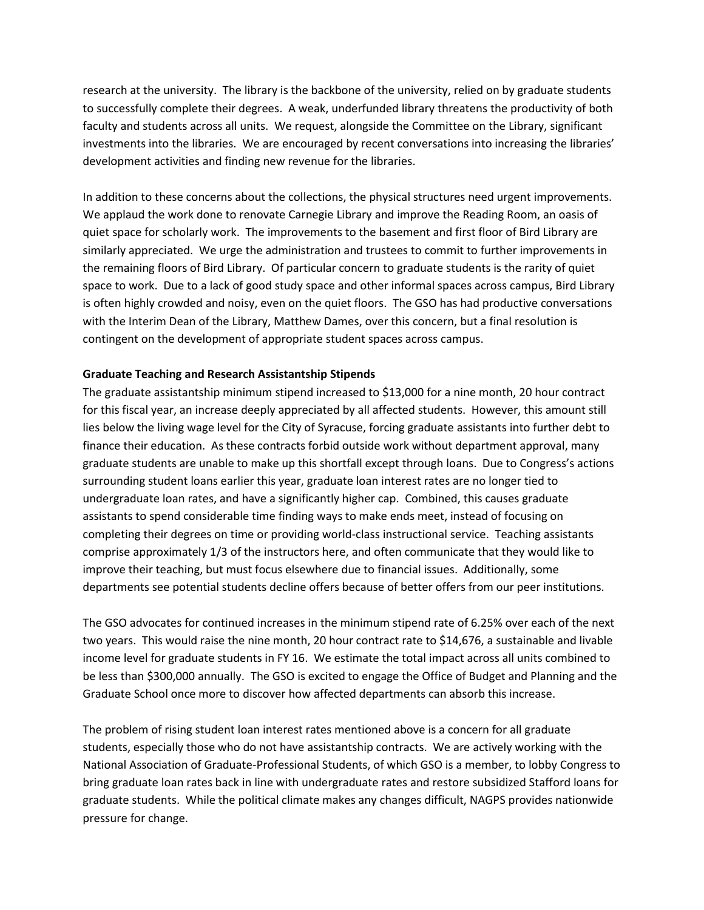research at the university. The library is the backbone of the university, relied on by graduate students to successfully complete their degrees. A weak, underfunded library threatens the productivity of both faculty and students across all units. We request, alongside the Committee on the Library, significant investments into the libraries. We are encouraged by recent conversations into increasing the libraries' development activities and finding new revenue for the libraries.

In addition to these concerns about the collections, the physical structures need urgent improvements. We applaud the work done to renovate Carnegie Library and improve the Reading Room, an oasis of quiet space for scholarly work. The improvements to the basement and first floor of Bird Library are similarly appreciated. We urge the administration and trustees to commit to further improvements in the remaining floors of Bird Library. Of particular concern to graduate students is the rarity of quiet space to work. Due to a lack of good study space and other informal spaces across campus, Bird Library is often highly crowded and noisy, even on the quiet floors. The GSO has had productive conversations with the Interim Dean of the Library, Matthew Dames, over this concern, but a final resolution is contingent on the development of appropriate student spaces across campus.

**Graduate Teaching and Research Assistantship Stipends**

The graduate assistantship minimum stipend increased to $13,000 for a nine month, 20 hour contract for this fiscal year, an increase deeply appreciated by all affected students. However, this amount still lies below the living wage level for the City of Syracuse, forcing graduate assistants into further debt to finance their education. As these contracts forbid outside work without department approval, many graduate students are unable to make up this shortfall except through loans. Due to Congress's actions surrounding student loans earlier this year, graduate loan interest rates are no longer tied to undergraduate loan rates, and have a significantly higher cap. Combined, this causes graduate assistants to spend considerable time finding ways to make ends meet, instead of focusing on completing their degrees on time or providing world-class instructional service. Teaching assistants comprise approximately 1/3 of the instructors here, and often communicate that they would like to improve their teaching, but must focus elsewhere due to financial issues. Additionally, some departments see potential students decline offers because of better offers from our peer institutions.

The GSO advocates for continued increases in the minimum stipend rate of 6.25% over each of the next two years. This would raise the nine month, 20 hour contract rate to $14,676, a sustainable and livable income level for graduate students in FY 16. We estimate the total impact across all units combined to be less than $300,000 annually. The GSO is excited to engage the Office of Budget and Planning and the Graduate School once more to discover how affected departments can absorb this increase.

The problem of rising student loan interest rates mentioned above is a concern for all graduate students, especially those who do not have assistantship contracts. We are actively working with the National Association of Graduate-Professional Students, of which GSO is a member, to lobby Congress to bring graduate loan rates back in line with undergraduate rates and restore subsidized Stafford loans for graduate students. While the political climate makes any changes difficult, NAGPS provides nationwide pressure for change.